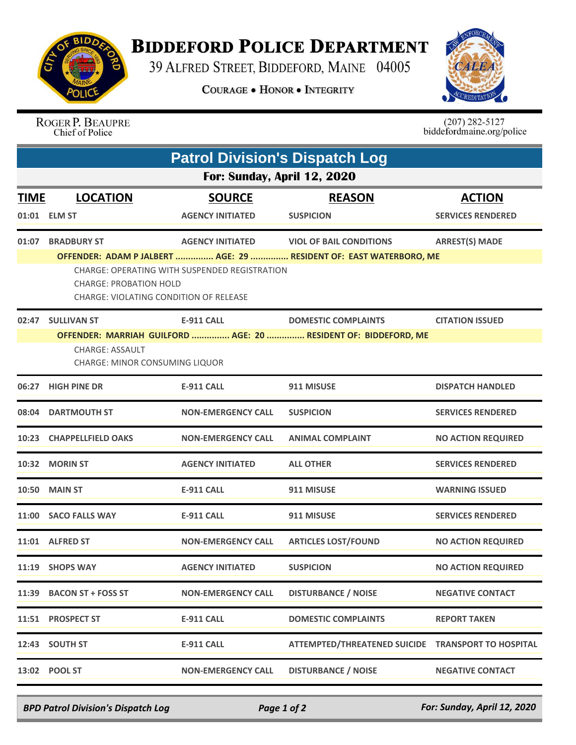# BIDDEFORD POLICE DEPARTMENT

39 ALFRED STREET, BIDDEFORD, MAINE 04005

COURAGE • HONOR • INTEGRITY

ROGER P. BEAUPRE
Chief of Police

(207) 282-5127
biddefordmaine.org/police

## Patrol Division's Dispatch Log

### For: Sunday, April 12, 2020

| TIME | LOCATION | SOURCE | REASON | ACTION |
|---|---|---|---|---|
| 01:01 | ELM ST | AGENCY INITIATED | SUSPICION | SERVICES RENDERED |
| 01:07 | BRADBURY ST | AGENCY INITIATED | VIOL OF BAIL CONDITIONS | ARREST(S) MADE |
| | OFFENDER: ADAM P JALBERT ............... AGE: 29 ............... RESIDENT OF: EAST WATERBORO, ME<br>CHARGE: OPERATING WITH SUSPENDED REGISTRATION<br>CHARGE: PROBATION HOLD<br>CHARGE: VIOLATING CONDITION OF RELEASE | | | |
| 02:47 | SULLIVAN ST | E-911 CALL | DOMESTIC COMPLAINTS | CITATION ISSUED |
| | OFFENDER: MARRIAH GUILFORD ............... AGE: 20 ............... RESIDENT OF: BIDDEFORD, ME<br>CHARGE: ASSAULT<br>CHARGE: MINOR CONSUMING LIQUOR | | | |
| 06:27 | HIGH PINE DR | E-911 CALL | 911 MISUSE | DISPATCH HANDLED |
| 08:04 | DARTMOUTH ST | NON-EMERGENCY CALL | SUSPICION | SERVICES RENDERED |
| 10:23 | CHAPPELLFIELD OAKS | NON-EMERGENCY CALL | ANIMAL COMPLAINT | NO ACTION REQUIRED |
| 10:32 | MORIN ST | AGENCY INITIATED | ALL OTHER | SERVICES RENDERED |
| 10:50 | MAIN ST | E-911 CALL | 911 MISUSE | WARNING ISSUED |
| 11:00 | SACO FALLS WAY | E-911 CALL | 911 MISUSE | SERVICES RENDERED |
| 11:01 | ALFRED ST | NON-EMERGENCY CALL | ARTICLES LOST/FOUND | NO ACTION REQUIRED |
| 11:19 | SHOPS WAY | AGENCY INITIATED | SUSPICION | NO ACTION REQUIRED |
| 11:39 | BACON ST + FOSS ST | NON-EMERGENCY CALL | DISTURBANCE / NOISE | NEGATIVE CONTACT |
| 11:51 | PROSPECT ST | E-911 CALL | DOMESTIC COMPLAINTS | REPORT TAKEN |
| 12:43 | SOUTH ST | E-911 CALL | ATTEMPTED/THREATENED SUICIDE | TRANSPORT TO HOSPITAL |
| 13:02 | POOL ST | NON-EMERGENCY CALL | DISTURBANCE / NOISE | NEGATIVE CONTACT |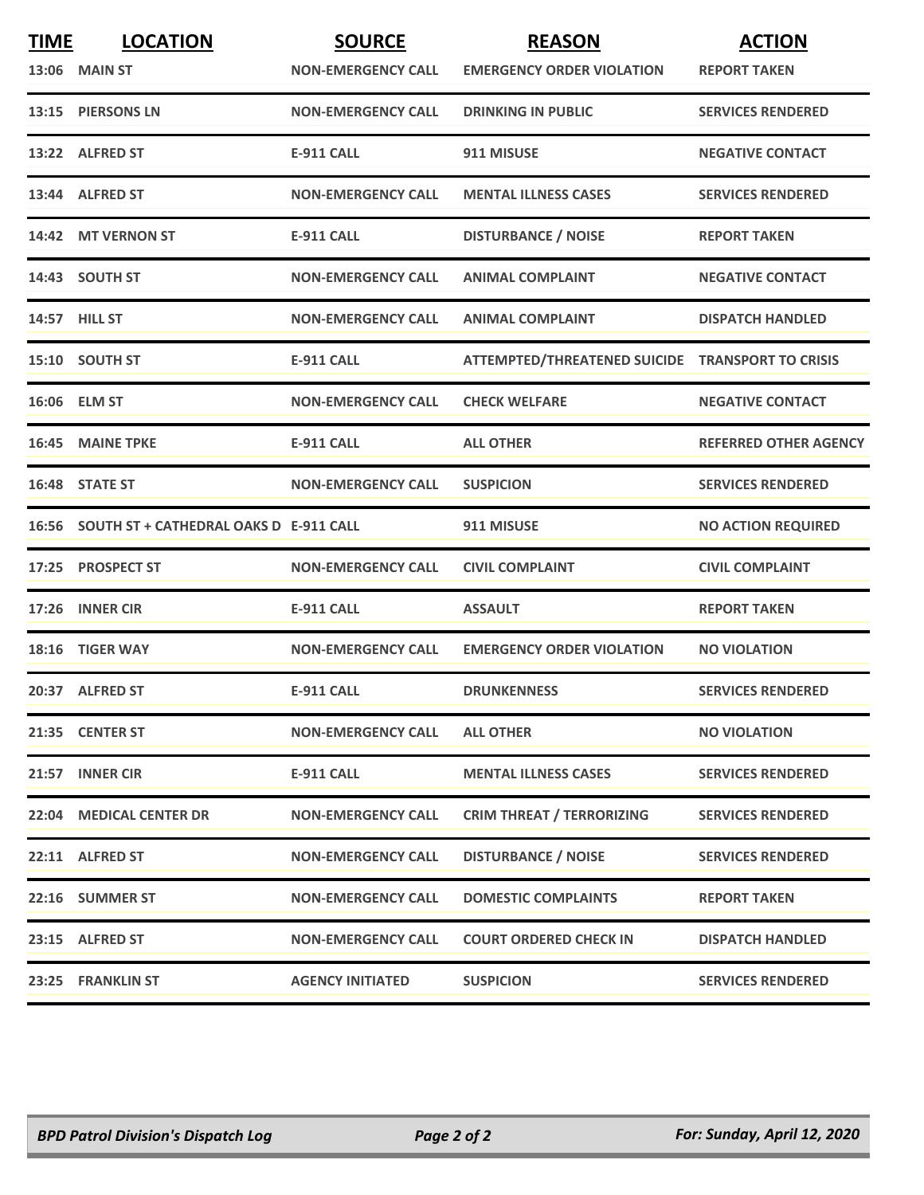| TIME | LOCATION | SOURCE | REASON | ACTION |
|---|---|---|---|---|
| 13:06 | MAIN ST | NON-EMERGENCY CALL | EMERGENCY ORDER VIOLATION | REPORT TAKEN |
| 13:15 | PIERSONS LN | NON-EMERGENCY CALL | DRINKING IN PUBLIC | SERVICES RENDERED |
| 13:22 | ALFRED ST | E-911 CALL | 911 MISUSE | NEGATIVE CONTACT |
| 13:44 | ALFRED ST | NON-EMERGENCY CALL | MENTAL ILLNESS CASES | SERVICES RENDERED |
| 14:42 | MT VERNON ST | E-911 CALL | DISTURBANCE / NOISE | REPORT TAKEN |
| 14:43 | SOUTH ST | NON-EMERGENCY CALL | ANIMAL COMPLAINT | NEGATIVE CONTACT |
| 14:57 | HILL ST | NON-EMERGENCY CALL | ANIMAL COMPLAINT | DISPATCH HANDLED |
| 15:10 | SOUTH ST | E-911 CALL | ATTEMPTED/THREATENED SUICIDE | TRANSPORT TO CRISIS |
| 16:06 | ELM ST | NON-EMERGENCY CALL | CHECK WELFARE | NEGATIVE CONTACT |
| 16:45 | MAINE TPKE | E-911 CALL | ALL OTHER | REFERRED OTHER AGENCY |
| 16:48 | STATE ST | NON-EMERGENCY CALL | SUSPICION | SERVICES RENDERED |
| 16:56 | SOUTH ST + CATHEDRAL OAKS D | E-911 CALL | 911 MISUSE | NO ACTION REQUIRED |
| 17:25 | PROSPECT ST | NON-EMERGENCY CALL | CIVIL COMPLAINT | CIVIL COMPLAINT |
| 17:26 | INNER CIR | E-911 CALL | ASSAULT | REPORT TAKEN |
| 18:16 | TIGER WAY | NON-EMERGENCY CALL | EMERGENCY ORDER VIOLATION | NO VIOLATION |
| 20:37 | ALFRED ST | E-911 CALL | DRUNKENNESS | SERVICES RENDERED |
| 21:35 | CENTER ST | NON-EMERGENCY CALL | ALL OTHER | NO VIOLATION |
| 21:57 | INNER CIR | E-911 CALL | MENTAL ILLNESS CASES | SERVICES RENDERED |
| 22:04 | MEDICAL CENTER DR | NON-EMERGENCY CALL | CRIM THREAT / TERRORIZING | SERVICES RENDERED |
| 22:11 | ALFRED ST | NON-EMERGENCY CALL | DISTURBANCE / NOISE | SERVICES RENDERED |
| 22:16 | SUMMER ST | NON-EMERGENCY CALL | DOMESTIC COMPLAINTS | REPORT TAKEN |
| 23:15 | ALFRED ST | NON-EMERGENCY CALL | COURT ORDERED CHECK IN | DISPATCH HANDLED |
| 23:25 | FRANKLIN ST | AGENCY INITIATED | SUSPICION | SERVICES RENDERED |